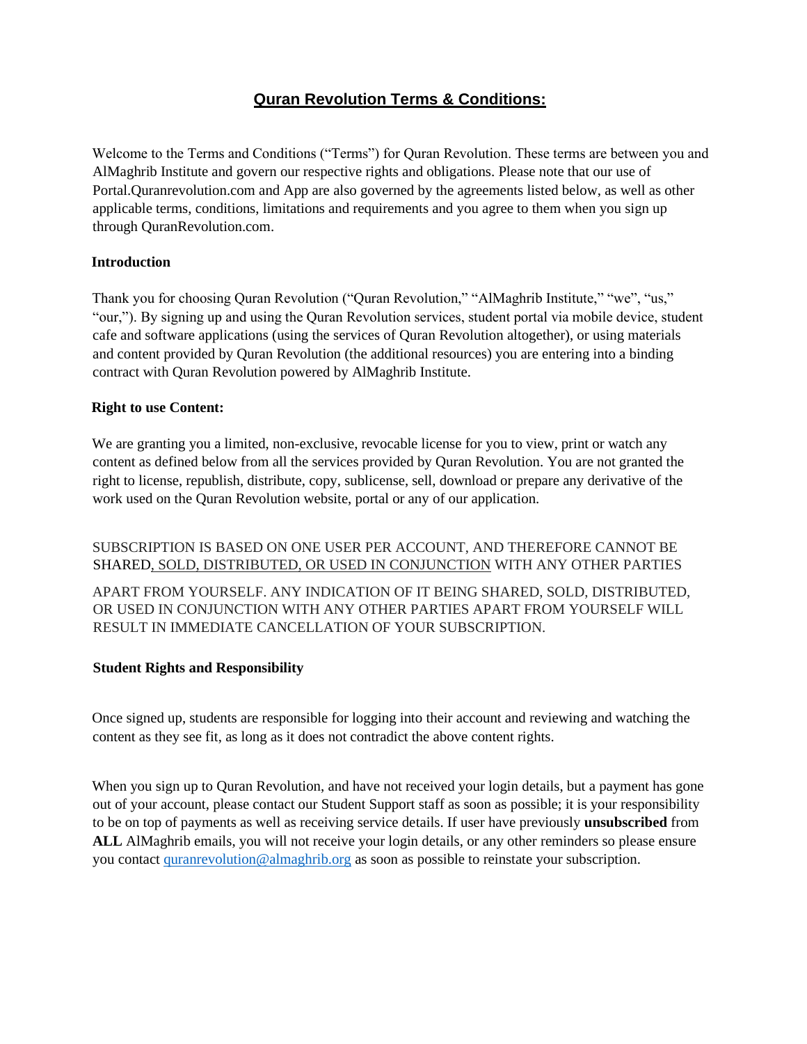# **Quran Revolution Terms & Conditions:**

Welcome to the Terms and Conditions ("Terms") for Quran Revolution. These terms are between you and AlMaghrib Institute and govern our respective rights and obligations. Please note that our use of Portal.Quranrevolution.com and App are also governed by the agreements listed below, as well as other applicable terms, conditions, limitations and requirements and you agree to them when you sign up through QuranRevolution.com.

**Introduction**

Thank you for choosing Quran Revolution ("Quran Revolution," "AlMaghrib Institute," "we", "us," "our,"). By signing up and using the Quran Revolution services, student portal via mobile device, student cafe and software applications (using the services of Quran Revolution altogether), or using materials and content provided by Quran Revolution (the additional resources) you are entering into a binding contract with Quran Revolution powered by AlMaghrib Institute.

**Right to use Content:**

We are granting you a limited, non-exclusive, revocable license for you to view, print or watch any content as defined below from all the services provided by Quran Revolution. You are not granted the right to license, republish, distribute, copy, sublicense, sell, download or prepare any derivative of the work used on the Quran Revolution website, portal or any of our application.

SUBSCRIPTION IS BASED ON ONE USER PER ACCOUNT, AND THEREFORE CANNOT BE SHARED, SOLD, DISTRIBUTED, OR USED IN CONJUNCTION WITH ANY OTHER PARTIES APART FROM YOURSELF. ANY INDICATION OF IT BEING SHARED, SOLD, DISTRIBUTED, OR USED IN CONJUNCTION WITH ANY OTHER PARTIES APART FROM YOURSELF WILL RESULT IN IMMEDIATE CANCELLATION OF YOUR SUBSCRIPTION.

**Student Rights and Responsibility**

Once signed up, students are responsible for logging into their account and reviewing and watching the content as they see fit, as long as it does not contradict the above content rights.

When you sign up to Quran Revolution, and have not received your login details, but a payment has gone out of your account, please contact our Student Support staff as soon as possible; it is your responsibility to be on top of payments as well as receiving service details. If user have previously **unsubscribed** from **ALL** AlMaghrib emails, you will not receive your login details, or any other reminders so please ensure you contact quranrevolution@almaghrib.org as soon as possible to reinstate your subscription.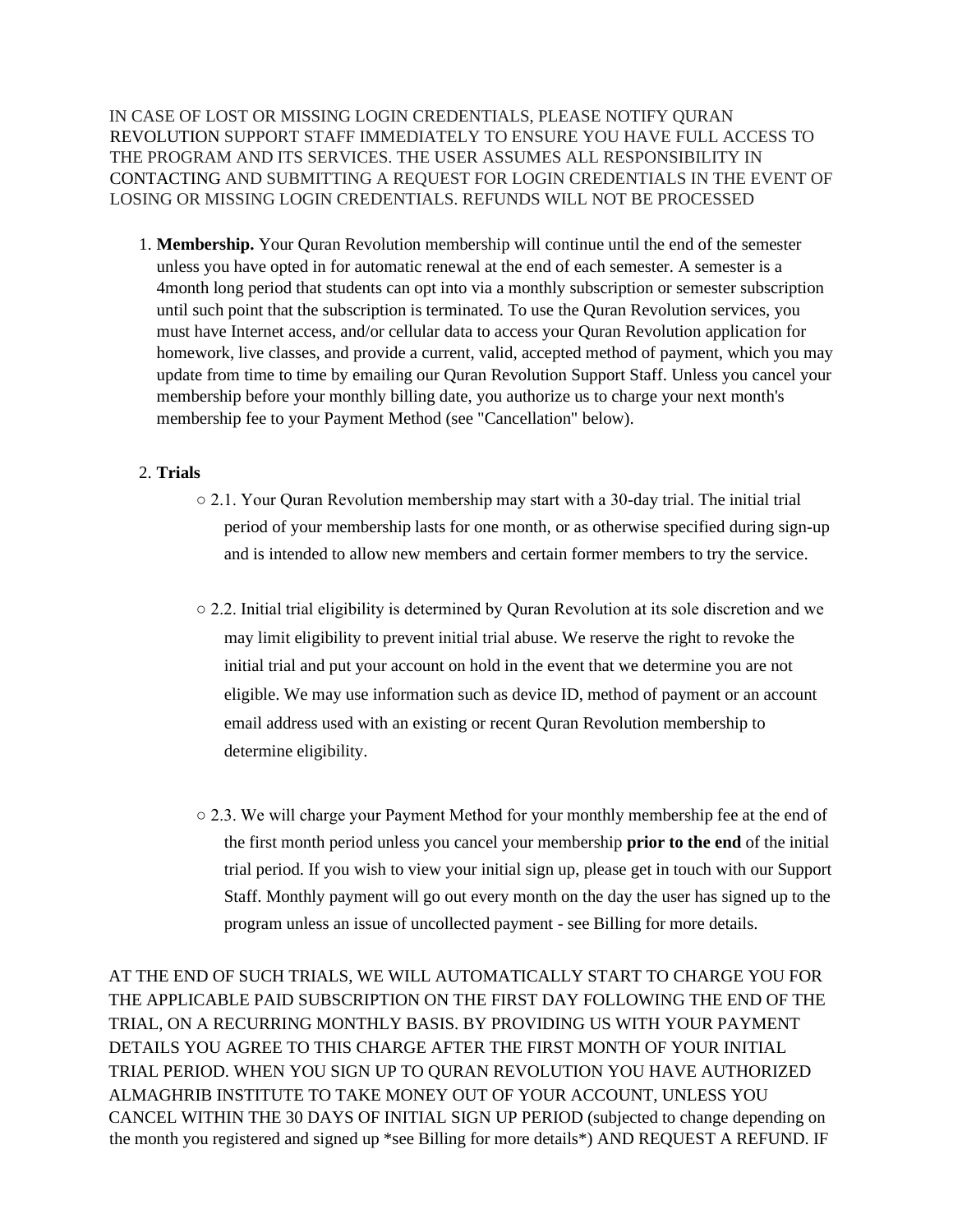IN CASE OF LOST OR MISSING LOGIN CREDENTIALS, PLEASE NOTIFY QURAN REVOLUTION SUPPORT STAFF IMMEDIATELY TO ENSURE YOU HAVE FULL ACCESS TO THE PROGRAM AND ITS SERVICES. THE USER ASSUMES ALL RESPONSIBILITY IN CONTACTING AND SUBMITTING A REQUEST FOR LOGIN CREDENTIALS IN THE EVENT OF LOSING OR MISSING LOGIN CREDENTIALS. REFUNDS WILL NOT BE PROCESSED

1. **Membership.** Your Quran Revolution membership will continue until the end of the semester unless you have opted in for automatic renewal at the end of each semester. A semester is a 4month long period that students can opt into via a monthly subscription or semester subscription until such point that the subscription is terminated. To use the Quran Revolution services, you must have Internet access, and/or cellular data to access your Quran Revolution application for homework, live classes, and provide a current, valid, accepted method of payment, which you may update from time to time by emailing our Quran Revolution Support Staff. Unless you cancel your membership before your monthly billing date, you authorize us to charge your next month's membership fee to your Payment Method (see "Cancellation" below).

2. **Trials**
   - 2.1. Your Quran Revolution membership may start with a 30-day trial. The initial trial period of your membership lasts for one month, or as otherwise specified during sign-up and is intended to allow new members and certain former members to try the service.
   - 2.2. Initial trial eligibility is determined by Quran Revolution at its sole discretion and we may limit eligibility to prevent initial trial abuse. We reserve the right to revoke the initial trial and put your account on hold in the event that we determine you are not eligible. We may use information such as device ID, method of payment or an account email address used with an existing or recent Quran Revolution membership to determine eligibility.
   - 2.3. We will charge your Payment Method for your monthly membership fee at the end of the first month period unless you cancel your membership **prior to the end** of the initial trial period. If you wish to view your initial sign up, please get in touch with our Support Staff. Monthly payment will go out every month on the day the user has signed up to the program unless an issue of uncollected payment - see Billing for more details.

AT THE END OF SUCH TRIALS, WE WILL AUTOMATICALLY START TO CHARGE YOU FOR THE APPLICABLE PAID SUBSCRIPTION ON THE FIRST DAY FOLLOWING THE END OF THE TRIAL, ON A RECURRING MONTHLY BASIS. BY PROVIDING US WITH YOUR PAYMENT DETAILS YOU AGREE TO THIS CHARGE AFTER THE FIRST MONTH OF YOUR INITIAL TRIAL PERIOD. WHEN YOU SIGN UP TO QURAN REVOLUTION YOU HAVE AUTHORIZED ALMAGHRIB INSTITUTE TO TAKE MONEY OUT OF YOUR ACCOUNT, UNLESS YOU CANCEL WITHIN THE 30 DAYS OF INITIAL SIGN UP PERIOD (subjected to change depending on the month you registered and signed up *see Billing for more details*) AND REQUEST A REFUND. IF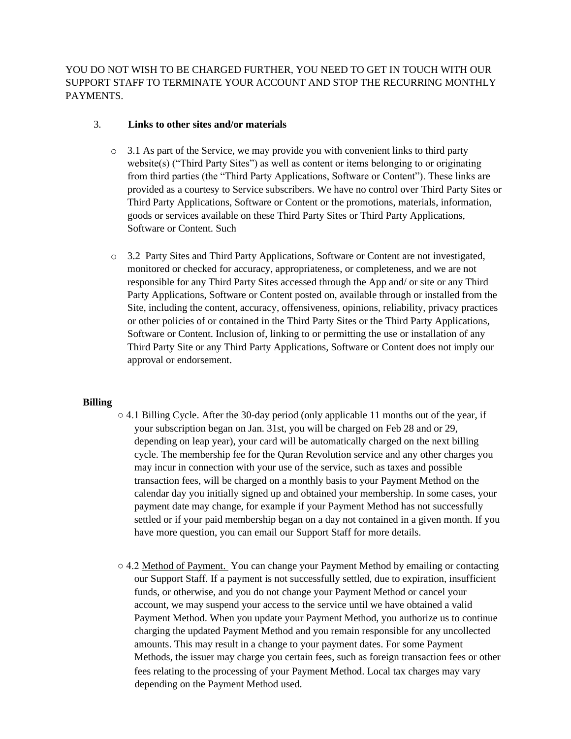YOU DO NOT WISH TO BE CHARGED FURTHER, YOU NEED TO GET IN TOUCH WITH OUR SUPPORT STAFF TO TERMINATE YOUR ACCOUNT AND STOP THE RECURRING MONTHLY PAYMENTS.

3. **Links to other sites and/or materials**

- 3.1 As part of the Service, we may provide you with convenient links to third party website(s) ("Third Party Sites") as well as content or items belonging to or originating from third parties (the "Third Party Applications, Software or Content"). These links are provided as a courtesy to Service subscribers. We have no control over Third Party Sites or Third Party Applications, Software or Content or the promotions, materials, information, goods or services available on these Third Party Sites or Third Party Applications, Software or Content. Such

- 3.2 Party Sites and Third Party Applications, Software or Content are not investigated, monitored or checked for accuracy, appropriateness, or completeness, and we are not responsible for any Third Party Sites accessed through the App and/ or site or any Third Party Applications, Software or Content posted on, available through or installed from the Site, including the content, accuracy, offensiveness, opinions, reliability, privacy practices or other policies of or contained in the Third Party Sites or the Third Party Applications, Software or Content. Inclusion of, linking to or permitting the use or installation of any Third Party Site or any Third Party Applications, Software or Content does not imply our approval or endorsement.

**Billing**

- 4.1 Billing Cycle. After the 30-day period (only applicable 11 months out of the year, if your subscription began on Jan. 31st, you will be charged on Feb 28 and or 29, depending on leap year), your card will be automatically charged on the next billing cycle. The membership fee for the Quran Revolution service and any other charges you may incur in connection with your use of the service, such as taxes and possible transaction fees, will be charged on a monthly basis to your Payment Method on the calendar day you initially signed up and obtained your membership. In some cases, your payment date may change, for example if your Payment Method has not successfully settled or if your paid membership began on a day not contained in a given month. If you have more question, you can email our Support Staff for more details.

- 4.2 Method of Payment. You can change your Payment Method by emailing or contacting our Support Staff. If a payment is not successfully settled, due to expiration, insufficient funds, or otherwise, and you do not change your Payment Method or cancel your account, we may suspend your access to the service until we have obtained a valid Payment Method. When you update your Payment Method, you authorize us to continue charging the updated Payment Method and you remain responsible for any uncollected amounts. This may result in a change to your payment dates. For some Payment Methods, the issuer may charge you certain fees, such as foreign transaction fees or other fees relating to the processing of your Payment Method. Local tax charges may vary depending on the Payment Method used.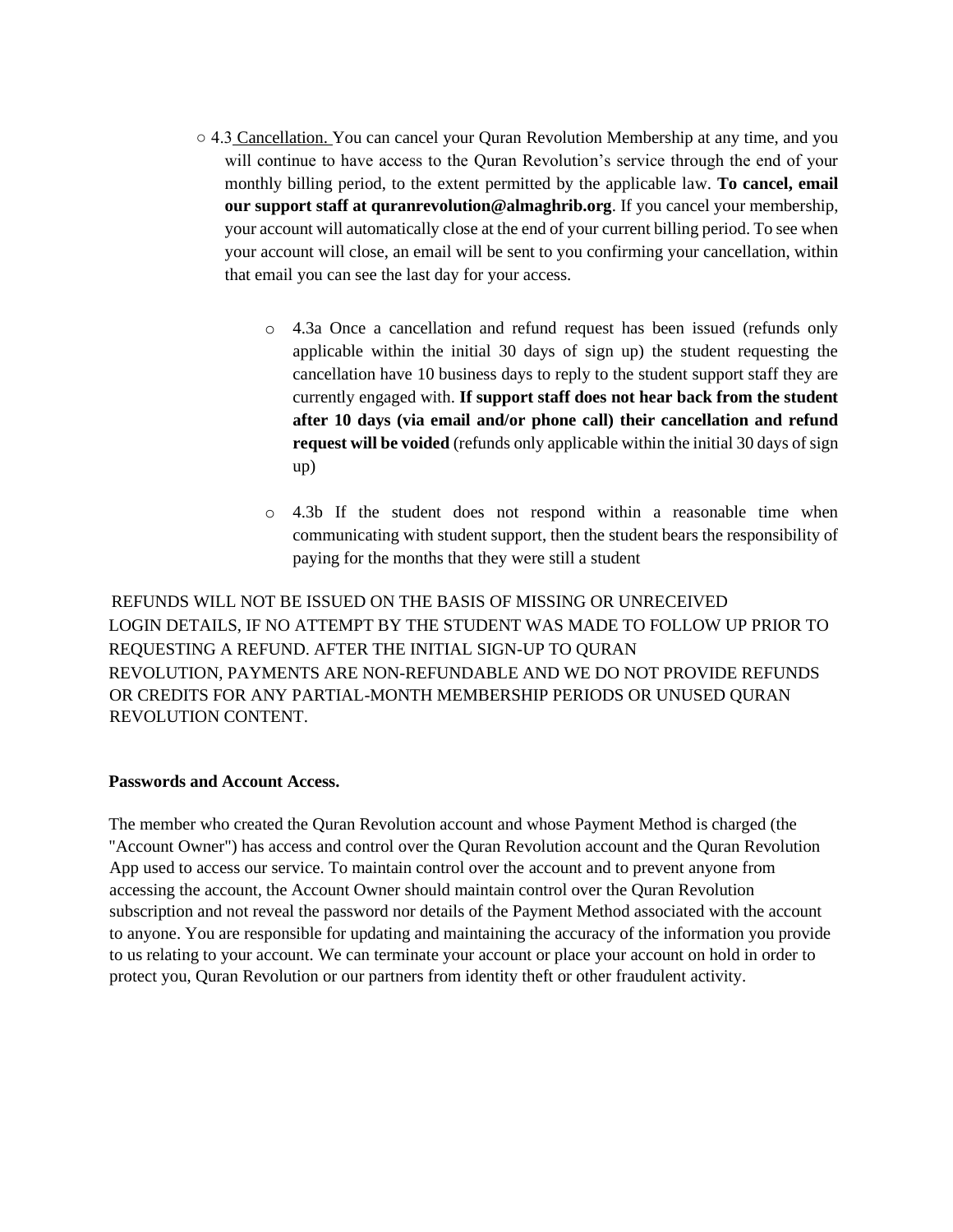- 4.3 <u>Cancellation.</u> You can cancel your Quran Revolution Membership at any time, and you will continue to have access to the Quran Revolution's service through the end of your monthly billing period, to the extent permitted by the applicable law. **To cancel, email our support staff at quranrevolution@almaghrib.org**. If you cancel your membership, your account will automatically close at the end of your current billing period. To see when your account will close, an email will be sent to you confirming your cancellation, within that email you can see the last day for your access.

    - 4.3a Once a cancellation and refund request has been issued (refunds only applicable within the initial 30 days of sign up) the student requesting the cancellation have 10 business days to reply to the student support staff they are currently engaged with. **If support staff does not hear back from the student after 10 days (via email and/or phone call) their cancellation and refund request will be voided** (refunds only applicable within the initial 30 days of sign up)

    - 4.3b If the student does not respond within a reasonable time when communicating with student support, then the student bears the responsibility of paying for the months that they were still a student

REFUNDS WILL NOT BE ISSUED ON THE BASIS OF MISSING OR UNRECEIVED LOGIN DETAILS, IF NO ATTEMPT BY THE STUDENT WAS MADE TO FOLLOW UP PRIOR TO REQUESTING A REFUND. AFTER THE INITIAL SIGN-UP TO QURAN REVOLUTION, PAYMENTS ARE NON-REFUNDABLE AND WE DO NOT PROVIDE REFUNDS OR CREDITS FOR ANY PARTIAL-MONTH MEMBERSHIP PERIODS OR UNUSED QURAN REVOLUTION CONTENT.

**Passwords and Account Access.**

The member who created the Quran Revolution account and whose Payment Method is charged (the "Account Owner") has access and control over the Quran Revolution account and the Quran Revolution App used to access our service. To maintain control over the account and to prevent anyone from accessing the account, the Account Owner should maintain control over the Quran Revolution subscription and not reveal the password nor details of the Payment Method associated with the account to anyone. You are responsible for updating and maintaining the accuracy of the information you provide to us relating to your account. We can terminate your account or place your account on hold in order to protect you, Quran Revolution or our partners from identity theft or other fraudulent activity.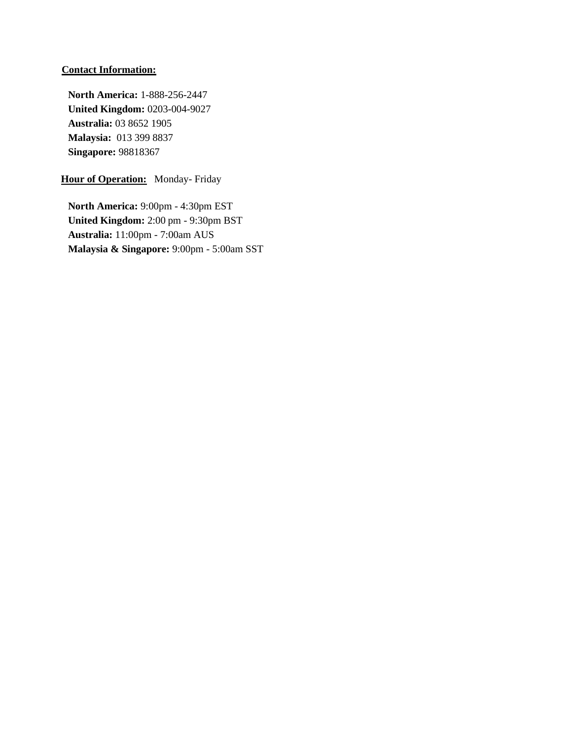**Contact Information:**

**North America:** 1-888-256-2447
**United Kingdom:** 0203-004-9027
**Australia:** 03 8652 1905
**Malaysia:** 013 399 8837
**Singapore:** 98818367

**Hour of Operation:** Monday- Friday

**North America:** 9:00pm - 4:30pm EST
**United Kingdom:** 2:00 pm - 9:30pm BST
**Australia:** 11:00pm - 7:00am AUS
**Malaysia & Singapore:** 9:00pm - 5:00am SST